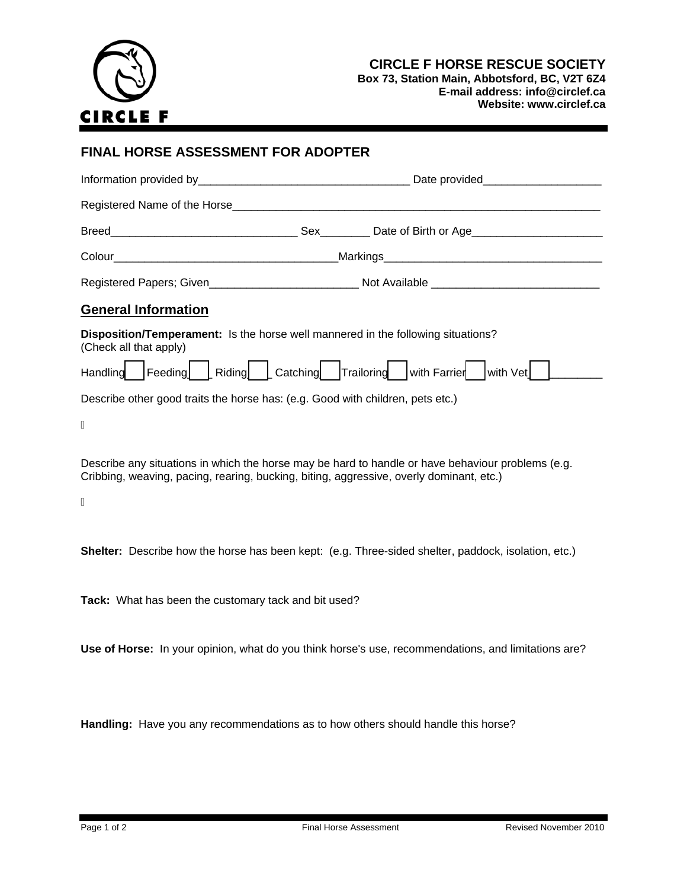**CIRCLE F**

**CIRCLE F HORSE RESCUE SOCIETY**
**Box 73, Station Main, Abbotsford, BC, V2T 6Z4**
**E-mail address: info@circlef.ca**
**Website: www.circlef.ca**

## FINAL HORSE ASSESSMENT FOR ADOPTER

Information provided by__________________________________ Date provided___________________

Registered Name of the Horse_____________________________________________________________

Breed______________________________ Sex________ Date of Birth or Age_____________________

Colour___________________________________Markings___________________________________

Registered Papers; Given________________________ Not Available ___________________________

## General Information

**Disposition/Temperament:** Is the horse well mannered in the following situations?
(Check all that apply)

Handling ☐ Feeding ☐ Riding ☐ Catching ☐ Trailoring ☐ with Farrier ☐ with Vet ☐ ________

Describe other good traits the horse has: (e.g. Good with children, pets etc.)

- 

Describe any situations in which the horse may be hard to handle or have behaviour problems (e.g. Cribbing, weaving, pacing, rearing, bucking, biting, aggressive, overly dominant, etc.)

- 

**Shelter:** Describe how the horse has been kept: (e.g. Three-sided shelter, paddock, isolation, etc.)

**Tack:** What has been the customary tack and bit used?

**Use of Horse:** In your opinion, what do you think horse's use, recommendations, and limitations are?

**Handling:** Have you any recommendations as to how others should handle this horse?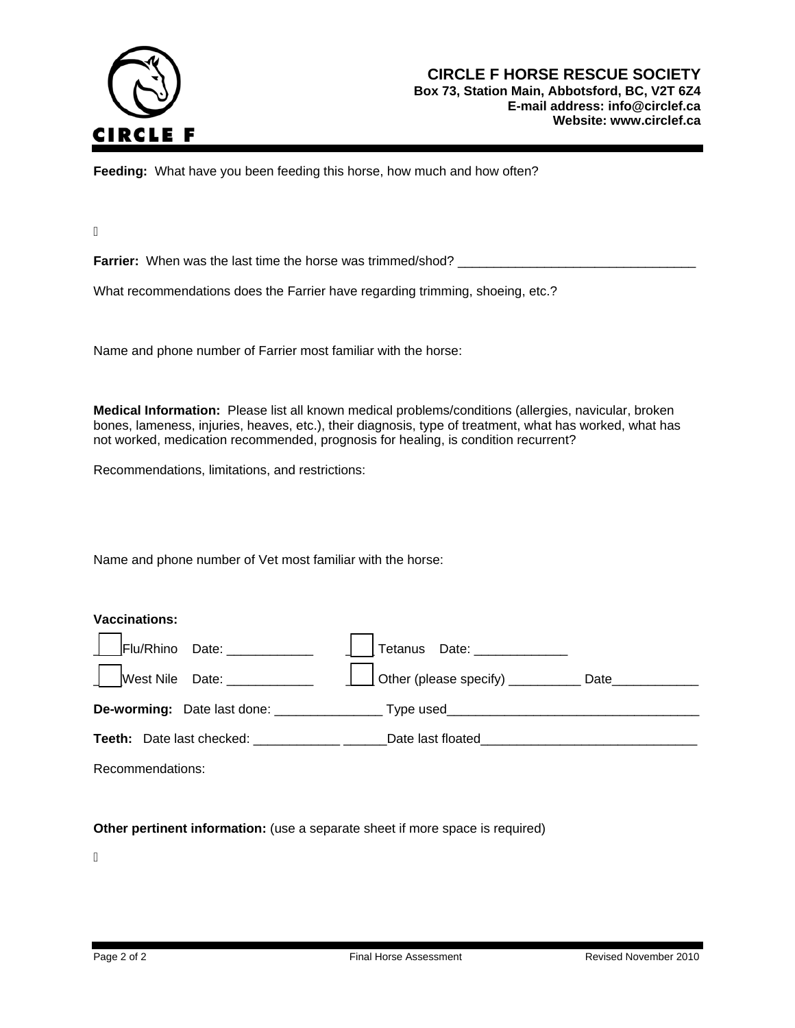**CIRCLE F HORSE RESCUE SOCIETY**
**Box 73, Station Main, Abbotsford, BC, V2T 6Z4**
**E-mail address: info@circlef.ca**
**Website: www.circlef.ca**

**Feeding:** What have you been feeding this horse, how much and how often?

**Farrier:** When was the last time the horse was trimmed/shod? ________________________________

What recommendations does the Farrier have regarding trimming, shoeing, etc.?

Name and phone number of Farrier most familiar with the horse:

**Medical Information:** Please list all known medical problems/conditions (allergies, navicular, broken bones, lameness, injuries, heaves, etc.), their diagnosis, type of treatment, what has worked, what has not worked, medication recommended, prognosis for healing, is condition recurrent?

Recommendations, limitations, and restrictions:

Name and phone number of Vet most familiar with the horse:

**Vaccinations:**

☐ Flu/Rhino Date: ___________ ☐ Tetanus Date: ____________

☐ West Nile Date: ___________ ☐ Other (please specify) __________ Date___________

**De-worming:** Date last done: ______________ Type used_________________________________

**Teeth:** Date last checked: ___________ ______Date last floated_____________________________

Recommendations:

**Other pertinent information:** (use a separate sheet if more space is required)

Final Horse Assessment

Revised November 2010